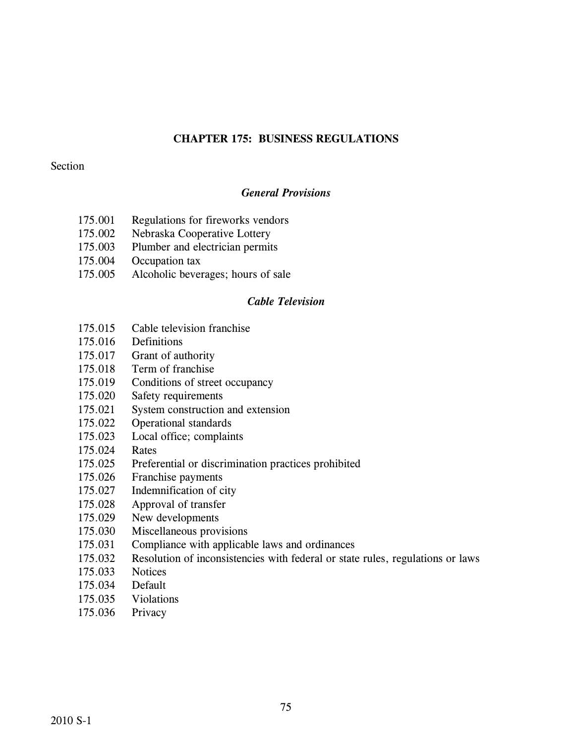# CHAPTER 175: BUSINESS REGULATIONS

Section

### *General Provisions*

175.001 Regulations for fireworks vendors
175.002 Nebraska Cooperative Lottery
175.003 Plumber and electrician permits
175.004 Occupation tax
175.005 Alcoholic beverages; hours of sale

### *Cable Television*

175.015 Cable television franchise
175.016 Definitions
175.017 Grant of authority
175.018 Term of franchise
175.019 Conditions of street occupancy
175.020 Safety requirements
175.021 System construction and extension
175.022 Operational standards
175.023 Local office; complaints
175.024 Rates
175.025 Preferential or discrimination practices prohibited
175.026 Franchise payments
175.027 Indemnification of city
175.028 Approval of transfer
175.029 New developments
175.030 Miscellaneous provisions
175.031 Compliance with applicable laws and ordinances
175.032 Resolution of inconsistencies with federal or state rules, regulations or laws
175.033 Notices
175.034 Default
175.035 Violations
175.036 Privacy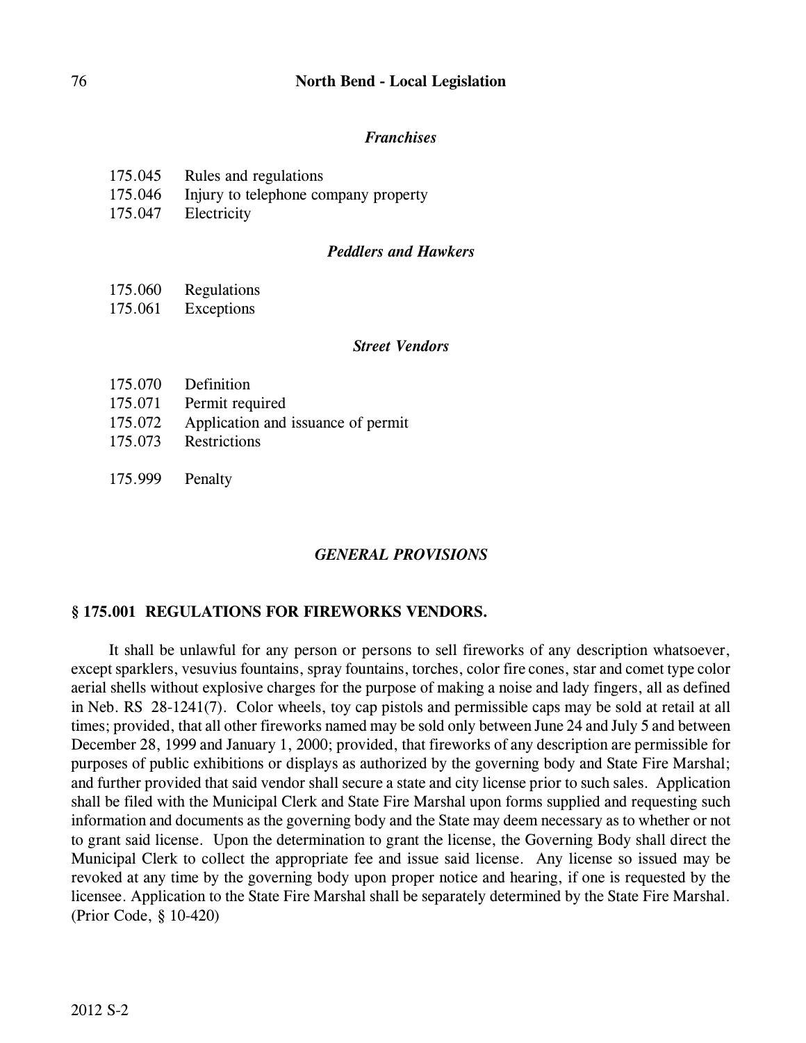*Franchises*

175.045 Rules and regulations
175.046 Injury to telephone company property
175.047 Electricity

*Peddlers and Hawkers*

175.060 Regulations
175.061 Exceptions

*Street Vendors*

175.070 Definition
175.071 Permit required
175.072 Application and issuance of permit
175.073 Restrictions

175.999 Penalty

## *GENERAL PROVISIONS*

### § 175.001 REGULATIONS FOR FIREWORKS VENDORS.

It shall be unlawful for any person or persons to sell fireworks of any description whatsoever, except sparklers, vesuvius fountains, spray fountains, torches, color fire cones, star and comet type color aerial shells without explosive charges for the purpose of making a noise and lady fingers, all as defined in Neb. RS 28-1241(7). Color wheels, toy cap pistols and permissible caps may be sold at retail at all times; provided, that all other fireworks named may be sold only between June 24 and July 5 and between December 28, 1999 and January 1, 2000; provided, that fireworks of any description are permissible for purposes of public exhibitions or displays as authorized by the governing body and State Fire Marshal; and further provided that said vendor shall secure a state and city license prior to such sales. Application shall be filed with the Municipal Clerk and State Fire Marshal upon forms supplied and requesting such information and documents as the governing body and the State may deem necessary as to whether or not to grant said license. Upon the determination to grant the license, the Governing Body shall direct the Municipal Clerk to collect the appropriate fee and issue said license. Any license so issued may be revoked at any time by the governing body upon proper notice and hearing, if one is requested by the licensee. Application to the State Fire Marshal shall be separately determined by the State Fire Marshal. (Prior Code, § 10-420)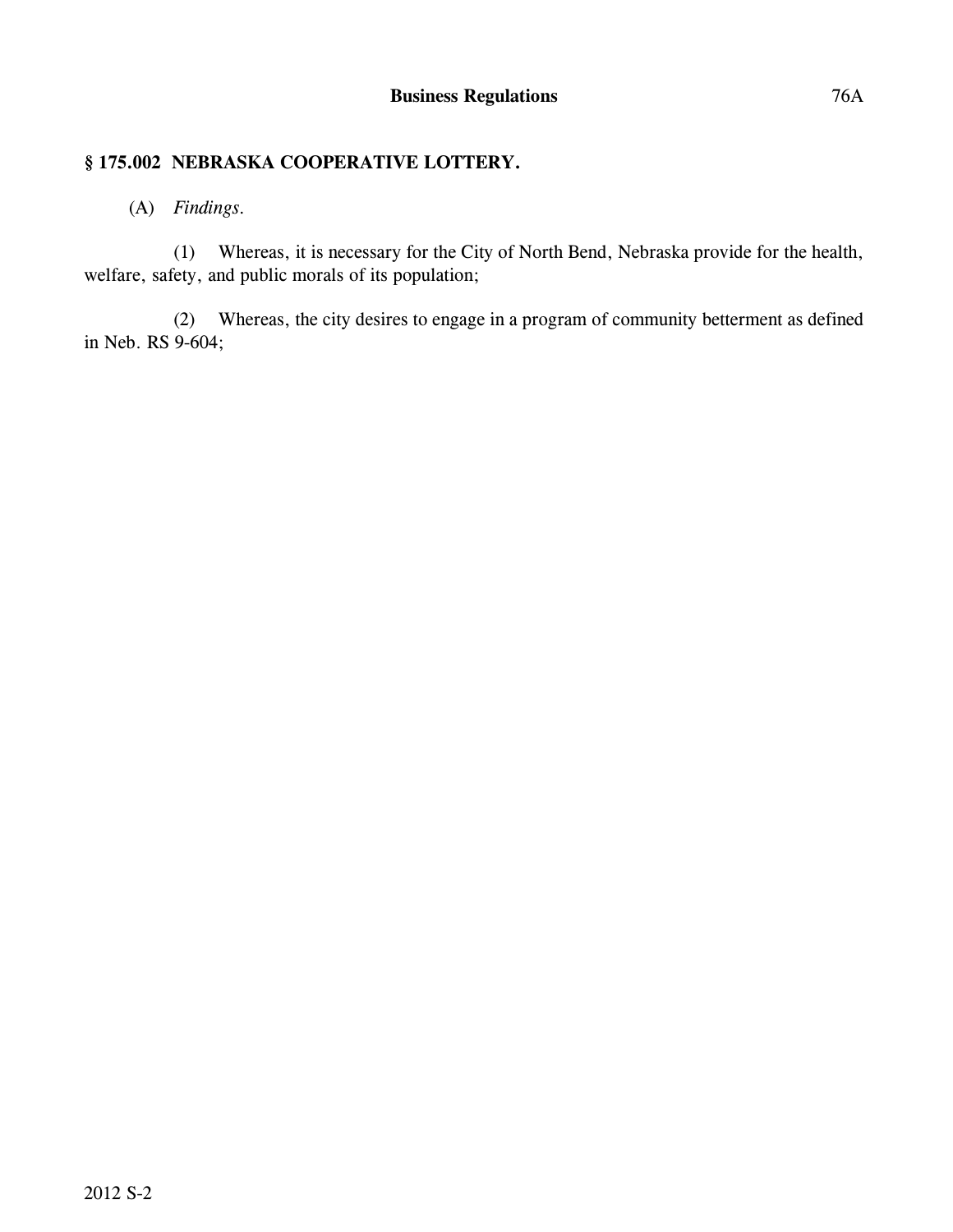## § 175.002 NEBRASKA COOPERATIVE LOTTERY.

(A) *Findings.*

(1) Whereas, it is necessary for the City of North Bend, Nebraska provide for the health, welfare, safety, and public morals of its population;

(2) Whereas, the city desires to engage in a program of community betterment as defined in Neb. RS 9-604;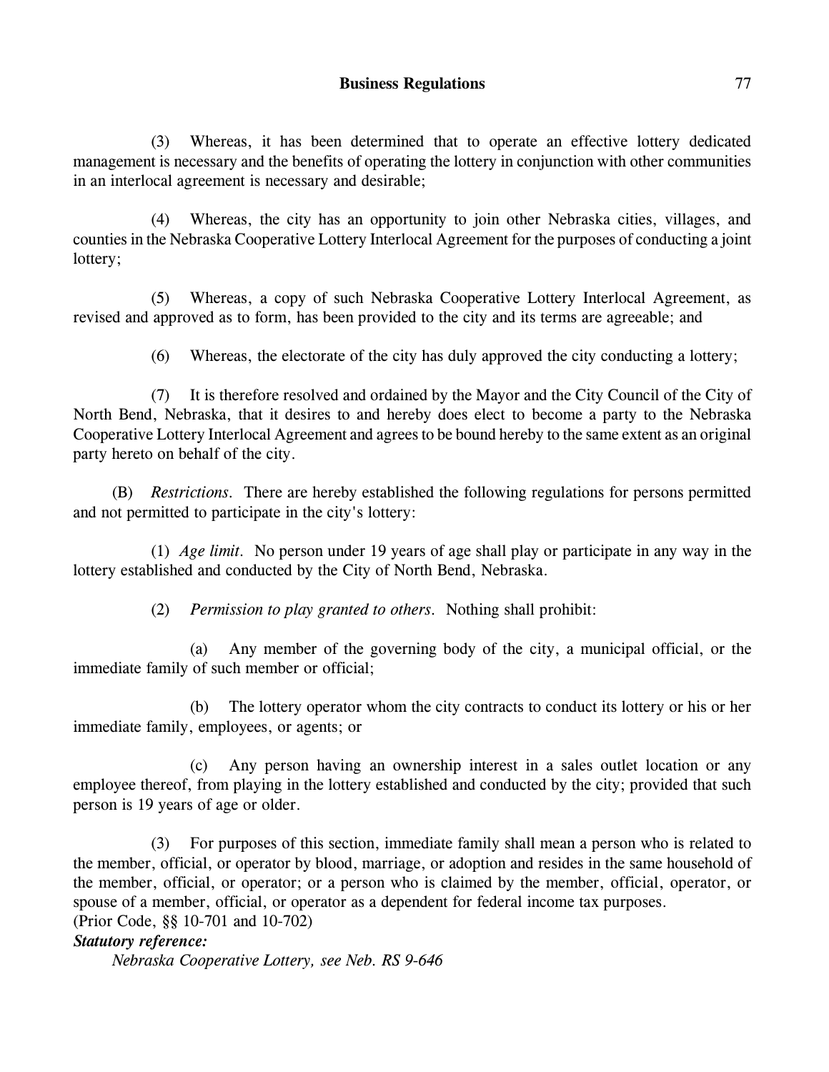(3) Whereas, it has been determined that to operate an effective lottery dedicated management is necessary and the benefits of operating the lottery in conjunction with other communities in an interlocal agreement is necessary and desirable;

(4) Whereas, the city has an opportunity to join other Nebraska cities, villages, and counties in the Nebraska Cooperative Lottery Interlocal Agreement for the purposes of conducting a joint lottery;

(5) Whereas, a copy of such Nebraska Cooperative Lottery Interlocal Agreement, as revised and approved as to form, has been provided to the city and its terms are agreeable; and

(6) Whereas, the electorate of the city has duly approved the city conducting a lottery;

(7) It is therefore resolved and ordained by the Mayor and the City Council of the City of North Bend, Nebraska, that it desires to and hereby does elect to become a party to the Nebraska Cooperative Lottery Interlocal Agreement and agrees to be bound hereby to the same extent as an original party hereto on behalf of the city.

(B) *Restrictions.* There are hereby established the following regulations for persons permitted and not permitted to participate in the city's lottery:

(1) *Age limit.* No person under 19 years of age shall play or participate in any way in the lottery established and conducted by the City of North Bend, Nebraska.

(2) *Permission to play granted to others.* Nothing shall prohibit:

(a) Any member of the governing body of the city, a municipal official, or the immediate family of such member or official;

(b) The lottery operator whom the city contracts to conduct its lottery or his or her immediate family, employees, or agents; or

(c) Any person having an ownership interest in a sales outlet location or any employee thereof, from playing in the lottery established and conducted by the city; provided that such person is 19 years of age or older.

(3) For purposes of this section, immediate family shall mean a person who is related to the member, official, or operator by blood, marriage, or adoption and resides in the same household of the member, official, or operator; or a person who is claimed by the member, official, operator, or spouse of a member, official, or operator as a dependent for federal income tax purposes.
(Prior Code, §§ 10-701 and 10-702)

***Statutory reference:***

*Nebraska Cooperative Lottery, see Neb. RS 9-646*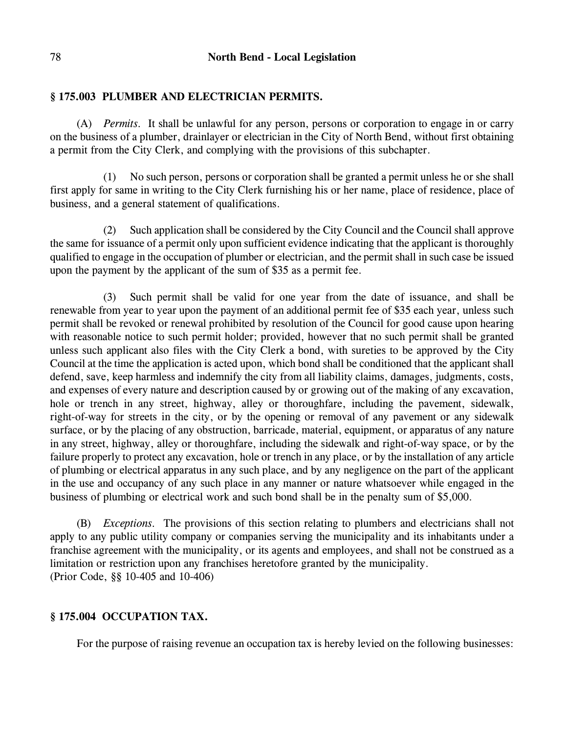### § 175.003 PLUMBER AND ELECTRICIAN PERMITS.

(A) *Permits*. It shall be unlawful for any person, persons or corporation to engage in or carry on the business of a plumber, drainlayer or electrician in the City of North Bend, without first obtaining a permit from the City Clerk, and complying with the provisions of this subchapter.

(1) No such person, persons or corporation shall be granted a permit unless he or she shall first apply for same in writing to the City Clerk furnishing his or her name, place of residence, place of business, and a general statement of qualifications.

(2) Such application shall be considered by the City Council and the Council shall approve the same for issuance of a permit only upon sufficient evidence indicating that the applicant is thoroughly qualified to engage in the occupation of plumber or electrician, and the permit shall in such case be issued upon the payment by the applicant of the sum of $35 as a permit fee.

(3) Such permit shall be valid for one year from the date of issuance, and shall be renewable from year to year upon the payment of an additional permit fee of $35 each year, unless such permit shall be revoked or renewal prohibited by resolution of the Council for good cause upon hearing with reasonable notice to such permit holder; provided, however that no such permit shall be granted unless such applicant also files with the City Clerk a bond, with sureties to be approved by the City Council at the time the application is acted upon, which bond shall be conditioned that the applicant shall defend, save, keep harmless and indemnify the city from all liability claims, damages, judgments, costs, and expenses of every nature and description caused by or growing out of the making of any excavation, hole or trench in any street, highway, alley or thoroughfare, including the pavement, sidewalk, right-of-way for streets in the city, or by the opening or removal of any pavement or any sidewalk surface, or by the placing of any obstruction, barricade, material, equipment, or apparatus of any nature in any street, highway, alley or thoroughfare, including the sidewalk and right-of-way space, or by the failure properly to protect any excavation, hole or trench in any place, or by the installation of any article of plumbing or electrical apparatus in any such place, and by any negligence on the part of the applicant in the use and occupancy of any such place in any manner or nature whatsoever while engaged in the business of plumbing or electrical work and such bond shall be in the penalty sum of $5,000.

(B) *Exceptions*. The provisions of this section relating to plumbers and electricians shall not apply to any public utility company or companies serving the municipality and its inhabitants under a franchise agreement with the municipality, or its agents and employees, and shall not be construed as a limitation or restriction upon any franchises heretofore granted by the municipality.
(Prior Code, §§ 10-405 and 10-406)

### § 175.004 OCCUPATION TAX.

For the purpose of raising revenue an occupation tax is hereby levied on the following businesses: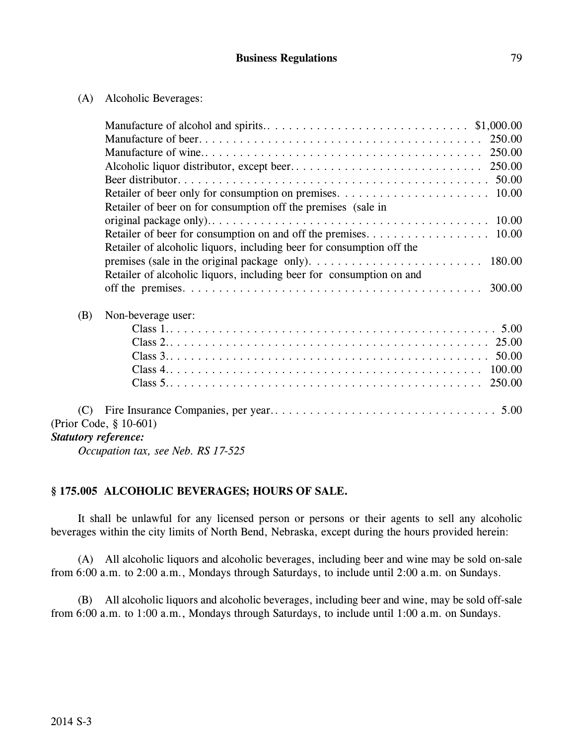(A) Alcoholic Beverages:

| | |
|---|---|
| Manufacture of alcohol and spirits | $1,000.00 |
| Manufacture of beer | 250.00 |
| Manufacture of wine | 250.00 |
| Alcoholic liquor distributor, except beer | 250.00 |
| Beer distributor | 50.00 |
| Retailer of beer only for consumption on premises | 10.00 |
| Retailer of beer on for consumption off the premises (sale in original package only) | 10.00 |
| Retailer of beer for consumption on and off the premises | 10.00 |
| Retailer of alcoholic liquors, including beer for consumption off the premises (sale in the original package only) | 180.00 |
| Retailer of alcoholic liquors, including beer for consumption on and off the premises | 300.00 |

(B) Non-beverage user:

| | |
|---|---|
| Class 1 | 5.00 |
| Class 2 | 25.00 |
| Class 3 | 50.00 |
| Class 4 | 100.00 |
| Class 5 | 250.00 |

(C) Fire Insurance Companies, per year . . . . . 5.00

(Prior Code, § 10-601)

***Statutory reference:***

*Occupation tax, see Neb. RS 17-525*

### § 175.005 ALCOHOLIC BEVERAGES; HOURS OF SALE.

It shall be unlawful for any licensed person or persons or their agents to sell any alcoholic beverages within the city limits of North Bend, Nebraska, except during the hours provided herein:

(A) All alcoholic liquors and alcoholic beverages, including beer and wine may be sold on-sale from 6:00 a.m. to 2:00 a.m., Mondays through Saturdays, to include until 2:00 a.m. on Sundays.

(B) All alcoholic liquors and alcoholic beverages, including beer and wine, may be sold off-sale from 6:00 a.m. to 1:00 a.m., Mondays through Saturdays, to include until 1:00 a.m. on Sundays.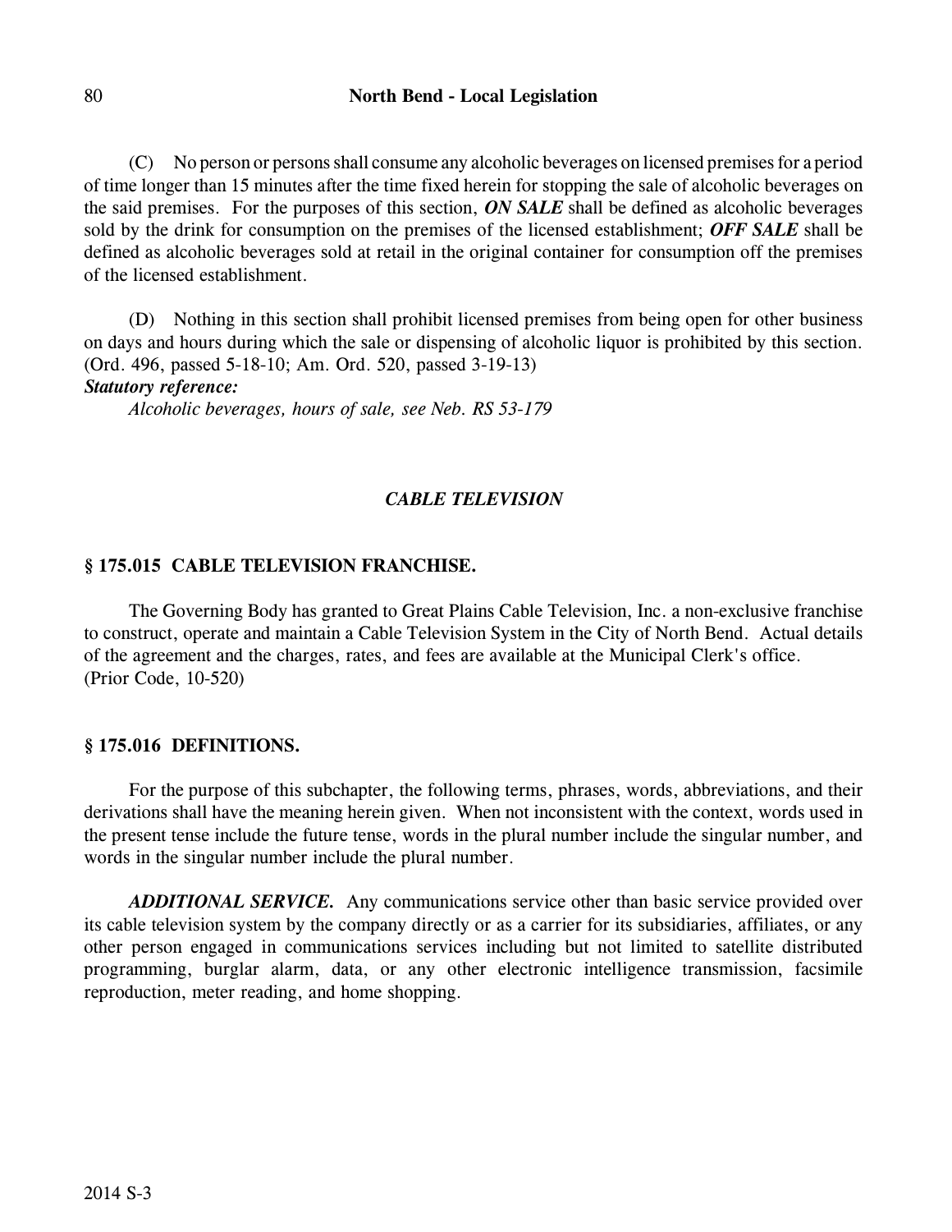(C) No person or persons shall consume any alcoholic beverages on licensed premises for a period of time longer than 15 minutes after the time fixed herein for stopping the sale of alcoholic beverages on the said premises. For the purposes of this section, ***ON SALE*** shall be defined as alcoholic beverages sold by the drink for consumption on the premises of the licensed establishment; ***OFF SALE*** shall be defined as alcoholic beverages sold at retail in the original container for consumption off the premises of the licensed establishment.

(D) Nothing in this section shall prohibit licensed premises from being open for other business on days and hours during which the sale or dispensing of alcoholic liquor is prohibited by this section.
(Ord. 496, passed 5-18-10; Am. Ord. 520, passed 3-19-13)

***Statutory reference:***

*Alcoholic beverages, hours of sale, see Neb. RS 53-179*

## *CABLE TELEVISION*

### § 175.015 CABLE TELEVISION FRANCHISE.

The Governing Body has granted to Great Plains Cable Television, Inc. a non-exclusive franchise to construct, operate and maintain a Cable Television System in the City of North Bend. Actual details of the agreement and the charges, rates, and fees are available at the Municipal Clerk's office.
(Prior Code, 10-520)

### § 175.016 DEFINITIONS.

For the purpose of this subchapter, the following terms, phrases, words, abbreviations, and their derivations shall have the meaning herein given. When not inconsistent with the context, words used in the present tense include the future tense, words in the plural number include the singular number, and words in the singular number include the plural number.

***ADDITIONAL SERVICE.*** Any communications service other than basic service provided over its cable television system by the company directly or as a carrier for its subsidiaries, affiliates, or any other person engaged in communications services including but not limited to satellite distributed programming, burglar alarm, data, or any other electronic intelligence transmission, facsimile reproduction, meter reading, and home shopping.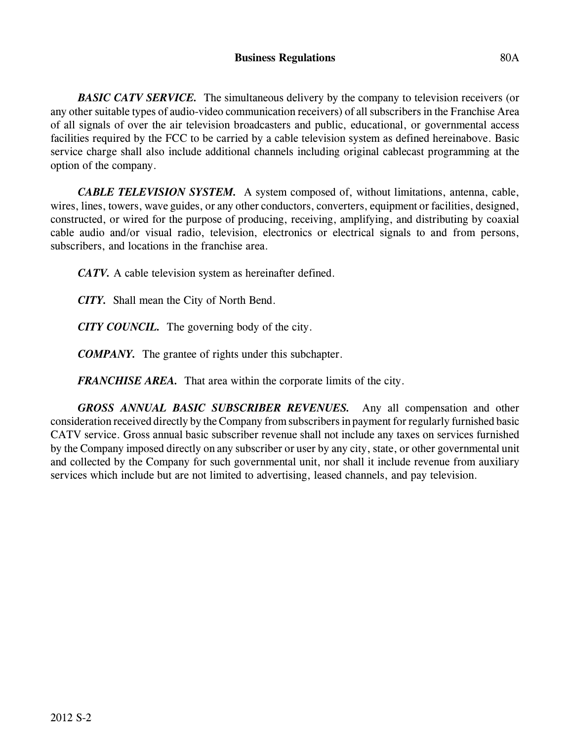***BASIC CATV SERVICE.*** The simultaneous delivery by the company to television receivers (or any other suitable types of audio-video communication receivers) of all subscribers in the Franchise Area of all signals of over the air television broadcasters and public, educational, or governmental access facilities required by the FCC to be carried by a cable television system as defined hereinabove. Basic service charge shall also include additional channels including original cablecast programming at the option of the company.

***CABLE TELEVISION SYSTEM.*** A system composed of, without limitations, antenna, cable, wires, lines, towers, wave guides, or any other conductors, converters, equipment or facilities, designed, constructed, or wired for the purpose of producing, receiving, amplifying, and distributing by coaxial cable audio and/or visual radio, television, electronics or electrical signals to and from persons, subscribers, and locations in the franchise area.

***CATV.*** A cable television system as hereinafter defined.

***CITY.*** Shall mean the City of North Bend.

***CITY COUNCIL.*** The governing body of the city.

***COMPANY.*** The grantee of rights under this subchapter.

***FRANCHISE AREA.*** That area within the corporate limits of the city.

***GROSS ANNUAL BASIC SUBSCRIBER REVENUES.*** Any all compensation and other consideration received directly by the Company from subscribers in payment for regularly furnished basic CATV service. Gross annual basic subscriber revenue shall not include any taxes on services furnished by the Company imposed directly on any subscriber or user by any city, state, or other governmental unit and collected by the Company for such governmental unit, nor shall it include revenue from auxiliary services which include but are not limited to advertising, leased channels, and pay television.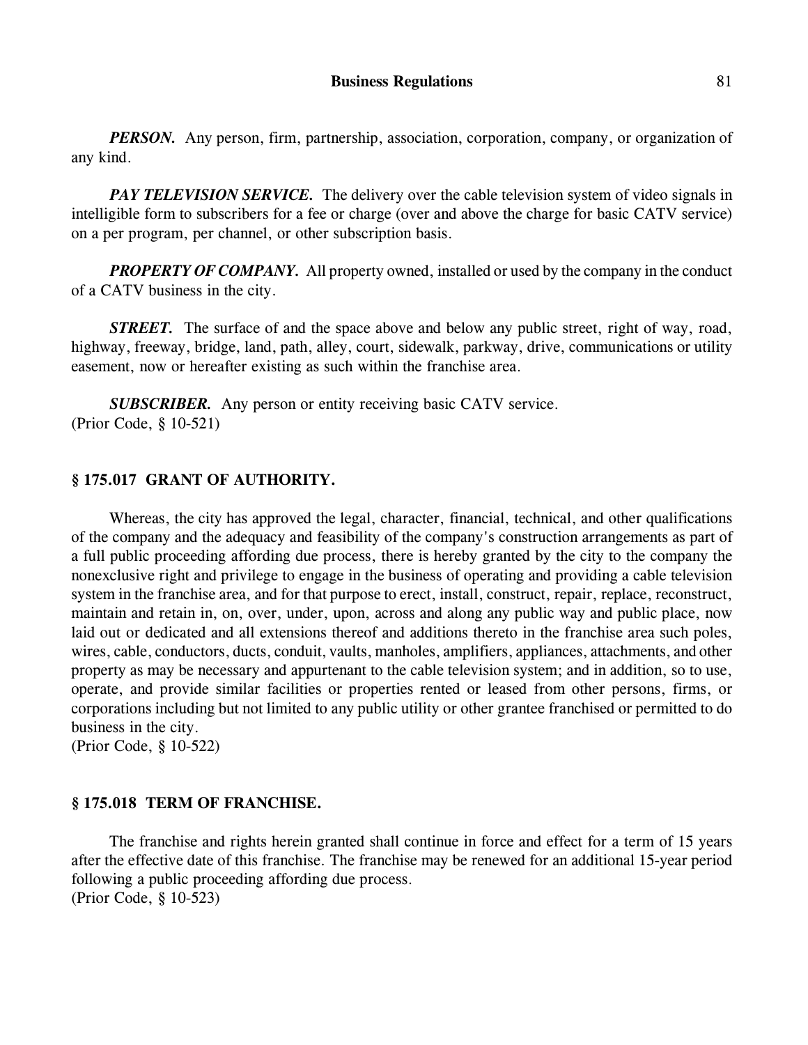***PERSON.*** Any person, firm, partnership, association, corporation, company, or organization of any kind.

***PAY TELEVISION SERVICE.*** The delivery over the cable television system of video signals in intelligible form to subscribers for a fee or charge (over and above the charge for basic CATV service) on a per program, per channel, or other subscription basis.

***PROPERTY OF COMPANY.*** All property owned, installed or used by the company in the conduct of a CATV business in the city.

***STREET.*** The surface of and the space above and below any public street, right of way, road, highway, freeway, bridge, land, path, alley, court, sidewalk, parkway, drive, communications or utility easement, now or hereafter existing as such within the franchise area.

***SUBSCRIBER.*** Any person or entity receiving basic CATV service.
(Prior Code, § 10-521)

### § 175.017 GRANT OF AUTHORITY.

Whereas, the city has approved the legal, character, financial, technical, and other qualifications of the company and the adequacy and feasibility of the company's construction arrangements as part of a full public proceeding affording due process, there is hereby granted by the city to the company the nonexclusive right and privilege to engage in the business of operating and providing a cable television system in the franchise area, and for that purpose to erect, install, construct, repair, replace, reconstruct, maintain and retain in, on, over, under, upon, across and along any public way and public place, now laid out or dedicated and all extensions thereof and additions thereto in the franchise area such poles, wires, cable, conductors, ducts, conduit, vaults, manholes, amplifiers, appliances, attachments, and other property as may be necessary and appurtenant to the cable television system; and in addition, so to use, operate, and provide similar facilities or properties rented or leased from other persons, firms, or corporations including but not limited to any public utility or other grantee franchised or permitted to do business in the city.
(Prior Code, § 10-522)

### § 175.018 TERM OF FRANCHISE.

The franchise and rights herein granted shall continue in force and effect for a term of 15 years after the effective date of this franchise. The franchise may be renewed for an additional 15-year period following a public proceeding affording due process.
(Prior Code, § 10-523)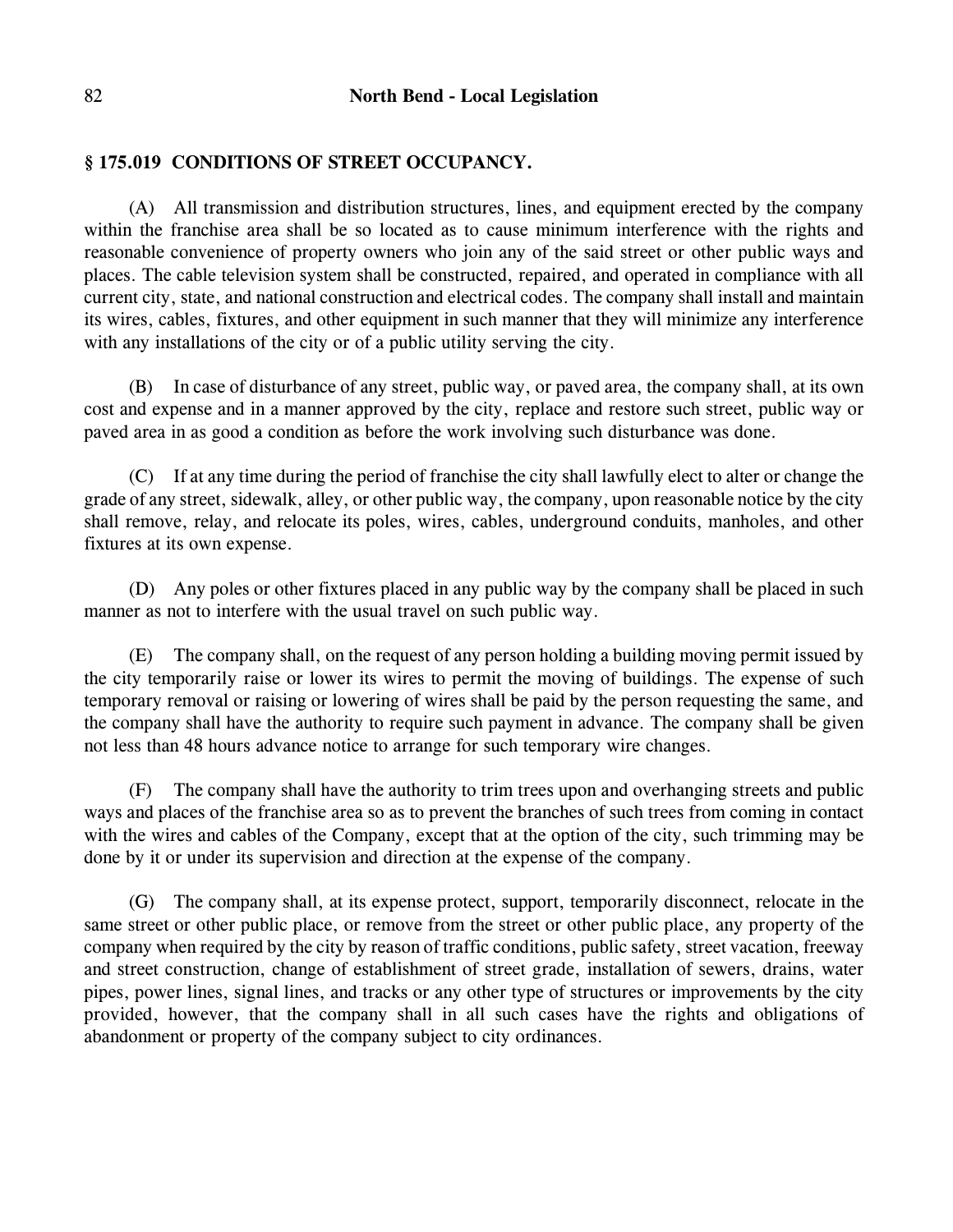### § 175.019 CONDITIONS OF STREET OCCUPANCY.

(A) All transmission and distribution structures, lines, and equipment erected by the company within the franchise area shall be so located as to cause minimum interference with the rights and reasonable convenience of property owners who join any of the said street or other public ways and places. The cable television system shall be constructed, repaired, and operated in compliance with all current city, state, and national construction and electrical codes. The company shall install and maintain its wires, cables, fixtures, and other equipment in such manner that they will minimize any interference with any installations of the city or of a public utility serving the city.

(B) In case of disturbance of any street, public way, or paved area, the company shall, at its own cost and expense and in a manner approved by the city, replace and restore such street, public way or paved area in as good a condition as before the work involving such disturbance was done.

(C) If at any time during the period of franchise the city shall lawfully elect to alter or change the grade of any street, sidewalk, alley, or other public way, the company, upon reasonable notice by the city shall remove, relay, and relocate its poles, wires, cables, underground conduits, manholes, and other fixtures at its own expense.

(D) Any poles or other fixtures placed in any public way by the company shall be placed in such manner as not to interfere with the usual travel on such public way.

(E) The company shall, on the request of any person holding a building moving permit issued by the city temporarily raise or lower its wires to permit the moving of buildings. The expense of such temporary removal or raising or lowering of wires shall be paid by the person requesting the same, and the company shall have the authority to require such payment in advance. The company shall be given not less than 48 hours advance notice to arrange for such temporary wire changes.

(F) The company shall have the authority to trim trees upon and overhanging streets and public ways and places of the franchise area so as to prevent the branches of such trees from coming in contact with the wires and cables of the Company, except that at the option of the city, such trimming may be done by it or under its supervision and direction at the expense of the company.

(G) The company shall, at its expense protect, support, temporarily disconnect, relocate in the same street or other public place, or remove from the street or other public place, any property of the company when required by the city by reason of traffic conditions, public safety, street vacation, freeway and street construction, change of establishment of street grade, installation of sewers, drains, water pipes, power lines, signal lines, and tracks or any other type of structures or improvements by the city provided, however, that the company shall in all such cases have the rights and obligations of abandonment or property of the company subject to city ordinances.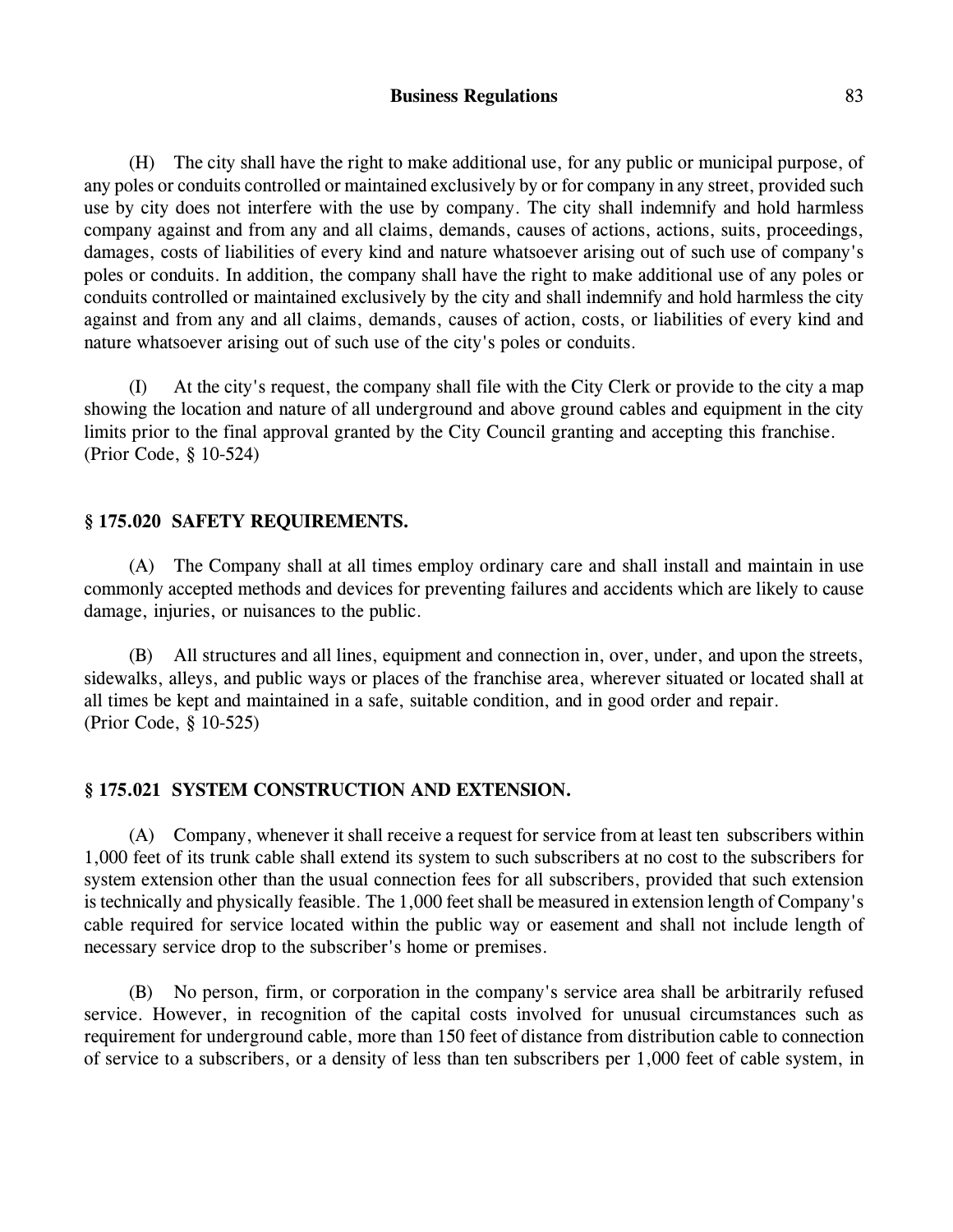(H) The city shall have the right to make additional use, for any public or municipal purpose, of any poles or conduits controlled or maintained exclusively by or for company in any street, provided such use by city does not interfere with the use by company. The city shall indemnify and hold harmless company against and from any and all claims, demands, causes of actions, actions, suits, proceedings, damages, costs of liabilities of every kind and nature whatsoever arising out of such use of company's poles or conduits. In addition, the company shall have the right to make additional use of any poles or conduits controlled or maintained exclusively by the city and shall indemnify and hold harmless the city against and from any and all claims, demands, causes of action, costs, or liabilities of every kind and nature whatsoever arising out of such use of the city's poles or conduits.

(I) At the city's request, the company shall file with the City Clerk or provide to the city a map showing the location and nature of all underground and above ground cables and equipment in the city limits prior to the final approval granted by the City Council granting and accepting this franchise.
(Prior Code, § 10-524)

### § 175.020 SAFETY REQUIREMENTS.

(A) The Company shall at all times employ ordinary care and shall install and maintain in use commonly accepted methods and devices for preventing failures and accidents which are likely to cause damage, injuries, or nuisances to the public.

(B) All structures and all lines, equipment and connection in, over, under, and upon the streets, sidewalks, alleys, and public ways or places of the franchise area, wherever situated or located shall at all times be kept and maintained in a safe, suitable condition, and in good order and repair.
(Prior Code, § 10-525)

### § 175.021 SYSTEM CONSTRUCTION AND EXTENSION.

(A) Company, whenever it shall receive a request for service from at least ten subscribers within 1,000 feet of its trunk cable shall extend its system to such subscribers at no cost to the subscribers for system extension other than the usual connection fees for all subscribers, provided that such extension is technically and physically feasible. The 1,000 feet shall be measured in extension length of Company's cable required for service located within the public way or easement and shall not include length of necessary service drop to the subscriber's home or premises.

(B) No person, firm, or corporation in the company's service area shall be arbitrarily refused service. However, in recognition of the capital costs involved for unusual circumstances such as requirement for underground cable, more than 150 feet of distance from distribution cable to connection of service to a subscribers, or a density of less than ten subscribers per 1,000 feet of cable system, in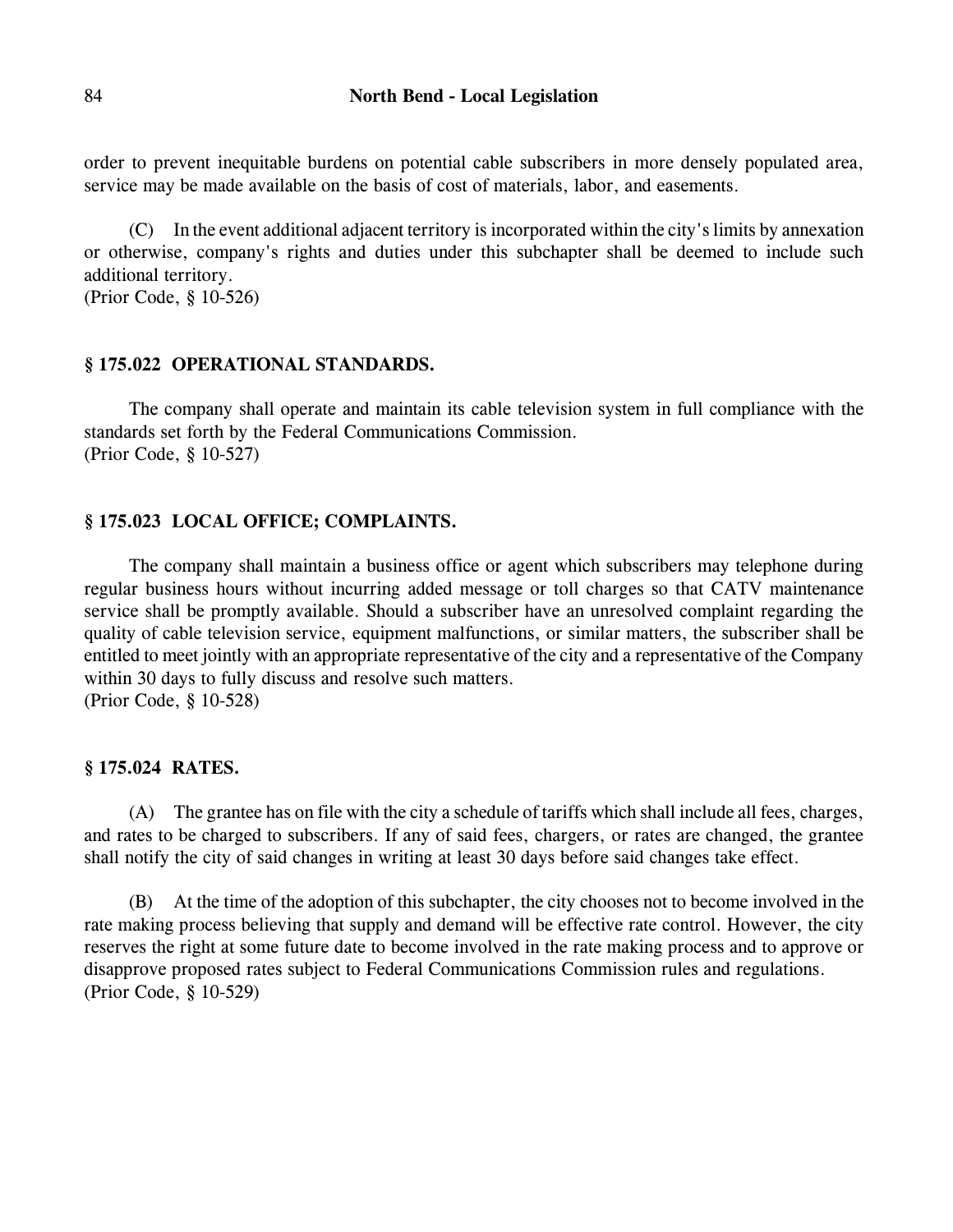order to prevent inequitable burdens on potential cable subscribers in more densely populated area, service may be made available on the basis of cost of materials, labor, and easements.

(C) In the event additional adjacent territory is incorporated within the city's limits by annexation or otherwise, company's rights and duties under this subchapter shall be deemed to include such additional territory.
(Prior Code, § 10-526)

### § 175.022 OPERATIONAL STANDARDS.

The company shall operate and maintain its cable television system in full compliance with the standards set forth by the Federal Communications Commission.
(Prior Code, § 10-527)

### § 175.023 LOCAL OFFICE; COMPLAINTS.

The company shall maintain a business office or agent which subscribers may telephone during regular business hours without incurring added message or toll charges so that CATV maintenance service shall be promptly available. Should a subscriber have an unresolved complaint regarding the quality of cable television service, equipment malfunctions, or similar matters, the subscriber shall be entitled to meet jointly with an appropriate representative of the city and a representative of the Company within 30 days to fully discuss and resolve such matters.
(Prior Code, § 10-528)

### § 175.024 RATES.

(A) The grantee has on file with the city a schedule of tariffs which shall include all fees, charges, and rates to be charged to subscribers. If any of said fees, chargers, or rates are changed, the grantee shall notify the city of said changes in writing at least 30 days before said changes take effect.

(B) At the time of the adoption of this subchapter, the city chooses not to become involved in the rate making process believing that supply and demand will be effective rate control. However, the city reserves the right at some future date to become involved in the rate making process and to approve or disapprove proposed rates subject to Federal Communications Commission rules and regulations.
(Prior Code, § 10-529)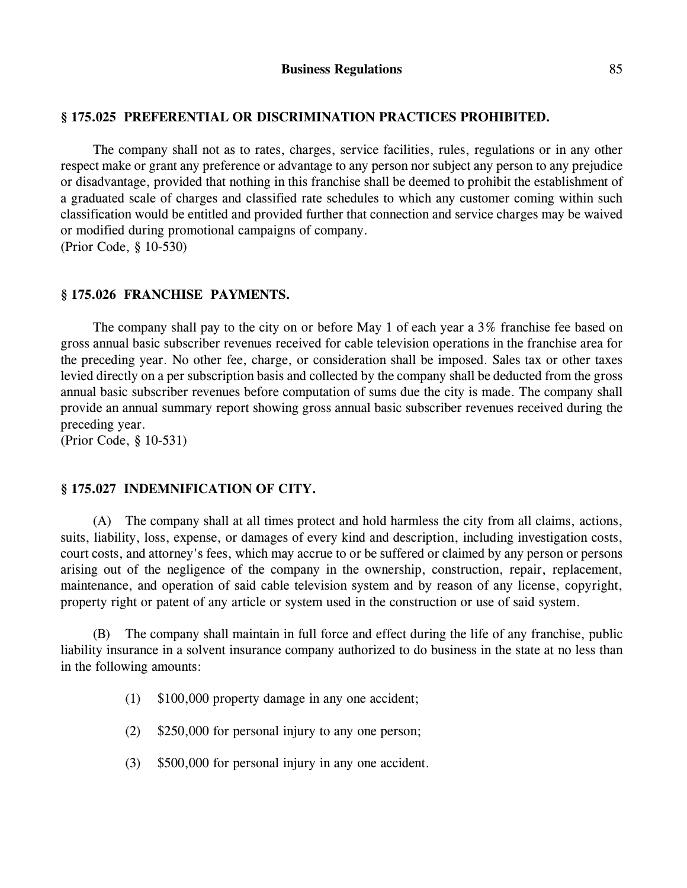### § 175.025 PREFERENTIAL OR DISCRIMINATION PRACTICES PROHIBITED.

The company shall not as to rates, charges, service facilities, rules, regulations or in any other respect make or grant any preference or advantage to any person nor subject any person to any prejudice or disadvantage, provided that nothing in this franchise shall be deemed to prohibit the establishment of a graduated scale of charges and classified rate schedules to which any customer coming within such classification would be entitled and provided further that connection and service charges may be waived or modified during promotional campaigns of company.
(Prior Code, § 10-530)

### § 175.026 FRANCHISE PAYMENTS.

The company shall pay to the city on or before May 1 of each year a 3% franchise fee based on gross annual basic subscriber revenues received for cable television operations in the franchise area for the preceding year. No other fee, charge, or consideration shall be imposed. Sales tax or other taxes levied directly on a per subscription basis and collected by the company shall be deducted from the gross annual basic subscriber revenues before computation of sums due the city is made. The company shall provide an annual summary report showing gross annual basic subscriber revenues received during the preceding year.
(Prior Code, § 10-531)

### § 175.027 INDEMNIFICATION OF CITY.

(A) The company shall at all times protect and hold harmless the city from all claims, actions, suits, liability, loss, expense, or damages of every kind and description, including investigation costs, court costs, and attorney's fees, which may accrue to or be suffered or claimed by any person or persons arising out of the negligence of the company in the ownership, construction, repair, replacement, maintenance, and operation of said cable television system and by reason of any license, copyright, property right or patent of any article or system used in the construction or use of said system.

(B) The company shall maintain in full force and effect during the life of any franchise, public liability insurance in a solvent insurance company authorized to do business in the state at no less than in the following amounts:

(1) $100,000 property damage in any one accident;

(2) $250,000 for personal injury to any one person;

(3) $500,000 for personal injury in any one accident.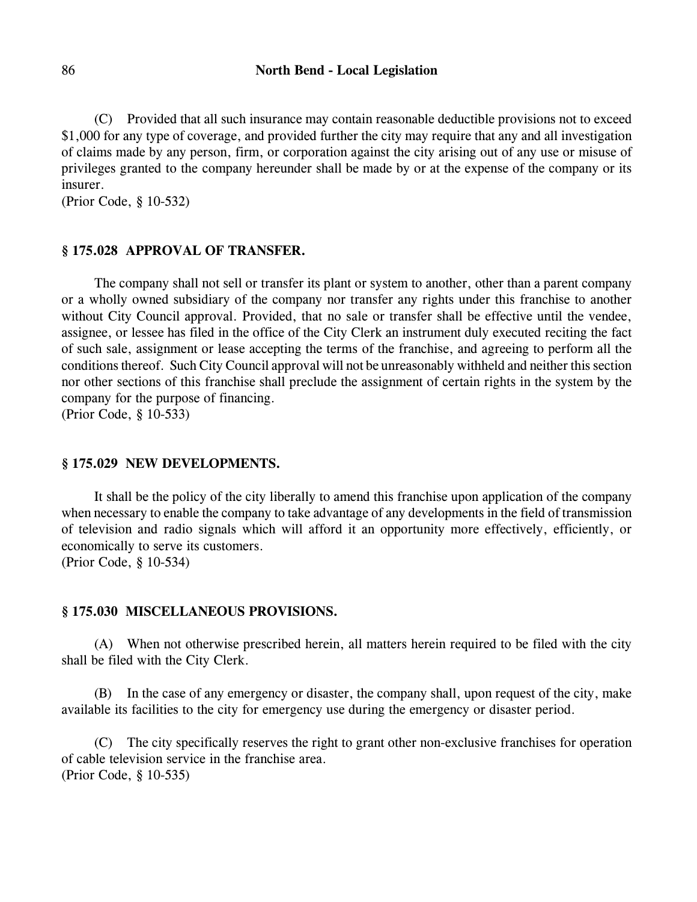(C) Provided that all such insurance may contain reasonable deductible provisions not to exceed $1,000 for any type of coverage, and provided further the city may require that any and all investigation of claims made by any person, firm, or corporation against the city arising out of any use or misuse of privileges granted to the company hereunder shall be made by or at the expense of the company or its insurer.
(Prior Code, § 10-532)

### § 175.028 APPROVAL OF TRANSFER.

The company shall not sell or transfer its plant or system to another, other than a parent company or a wholly owned subsidiary of the company nor transfer any rights under this franchise to another without City Council approval. Provided, that no sale or transfer shall be effective until the vendee, assignee, or lessee has filed in the office of the City Clerk an instrument duly executed reciting the fact of such sale, assignment or lease accepting the terms of the franchise, and agreeing to perform all the conditions thereof. Such City Council approval will not be unreasonably withheld and neither this section nor other sections of this franchise shall preclude the assignment of certain rights in the system by the company for the purpose of financing.
(Prior Code, § 10-533)

### § 175.029 NEW DEVELOPMENTS.

It shall be the policy of the city liberally to amend this franchise upon application of the company when necessary to enable the company to take advantage of any developments in the field of transmission of television and radio signals which will afford it an opportunity more effectively, efficiently, or economically to serve its customers.
(Prior Code, § 10-534)

### § 175.030 MISCELLANEOUS PROVISIONS.

(A) When not otherwise prescribed herein, all matters herein required to be filed with the city shall be filed with the City Clerk.

(B) In the case of any emergency or disaster, the company shall, upon request of the city, make available its facilities to the city for emergency use during the emergency or disaster period.

(C) The city specifically reserves the right to grant other non-exclusive franchises for operation of cable television service in the franchise area.
(Prior Code, § 10-535)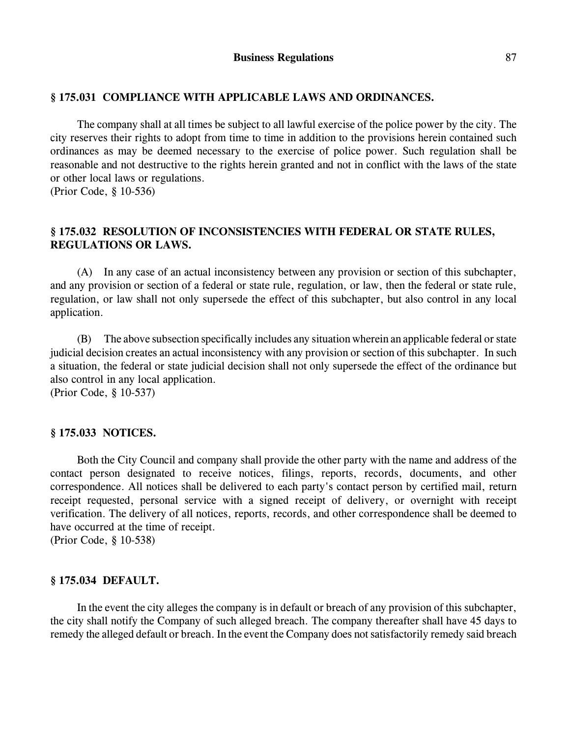### § 175.031 COMPLIANCE WITH APPLICABLE LAWS AND ORDINANCES.

The company shall at all times be subject to all lawful exercise of the police power by the city. The city reserves their rights to adopt from time to time in addition to the provisions herein contained such ordinances as may be deemed necessary to the exercise of police power. Such regulation shall be reasonable and not destructive to the rights herein granted and not in conflict with the laws of the state or other local laws or regulations.
(Prior Code, § 10-536)

### § 175.032 RESOLUTION OF INCONSISTENCIES WITH FEDERAL OR STATE RULES, REGULATIONS OR LAWS.

(A) In any case of an actual inconsistency between any provision or section of this subchapter, and any provision or section of a federal or state rule, regulation, or law, then the federal or state rule, regulation, or law shall not only supersede the effect of this subchapter, but also control in any local application.

(B) The above subsection specifically includes any situation wherein an applicable federal or state judicial decision creates an actual inconsistency with any provision or section of this subchapter. In such a situation, the federal or state judicial decision shall not only supersede the effect of the ordinance but also control in any local application.
(Prior Code, § 10-537)

### § 175.033 NOTICES.

Both the City Council and company shall provide the other party with the name and address of the contact person designated to receive notices, filings, reports, records, documents, and other correspondence. All notices shall be delivered to each party's contact person by certified mail, return receipt requested, personal service with a signed receipt of delivery, or overnight with receipt verification. The delivery of all notices, reports, records, and other correspondence shall be deemed to have occurred at the time of receipt.
(Prior Code, § 10-538)

### § 175.034 DEFAULT.

In the event the city alleges the company is in default or breach of any provision of this subchapter, the city shall notify the Company of such alleged breach. The company thereafter shall have 45 days to remedy the alleged default or breach. In the event the Company does not satisfactorily remedy said breach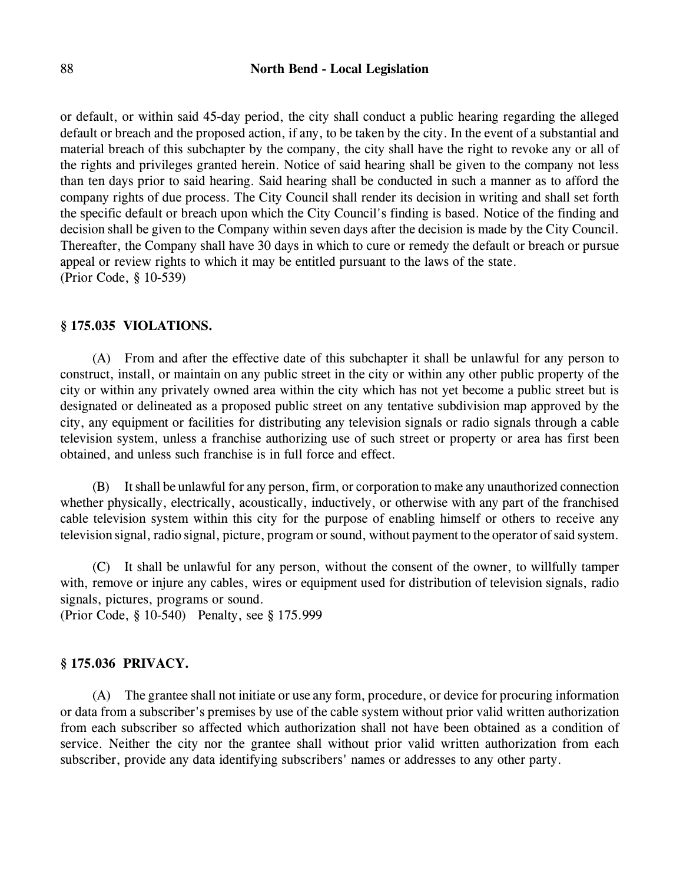or default, or within said 45-day period, the city shall conduct a public hearing regarding the alleged default or breach and the proposed action, if any, to be taken by the city. In the event of a substantial and material breach of this subchapter by the company, the city shall have the right to revoke any or all of the rights and privileges granted herein. Notice of said hearing shall be given to the company not less than ten days prior to said hearing. Said hearing shall be conducted in such a manner as to afford the company rights of due process. The City Council shall render its decision in writing and shall set forth the specific default or breach upon which the City Council's finding is based. Notice of the finding and decision shall be given to the Company within seven days after the decision is made by the City Council. Thereafter, the Company shall have 30 days in which to cure or remedy the default or breach or pursue appeal or review rights to which it may be entitled pursuant to the laws of the state.
(Prior Code, § 10-539)

### § 175.035 VIOLATIONS.

(A) From and after the effective date of this subchapter it shall be unlawful for any person to construct, install, or maintain on any public street in the city or within any other public property of the city or within any privately owned area within the city which has not yet become a public street but is designated or delineated as a proposed public street on any tentative subdivision map approved by the city, any equipment or facilities for distributing any television signals or radio signals through a cable television system, unless a franchise authorizing use of such street or property or area has first been obtained, and unless such franchise is in full force and effect.

(B) It shall be unlawful for any person, firm, or corporation to make any unauthorized connection whether physically, electrically, acoustically, inductively, or otherwise with any part of the franchised cable television system within this city for the purpose of enabling himself or others to receive any television signal, radio signal, picture, program or sound, without payment to the operator of said system.

(C) It shall be unlawful for any person, without the consent of the owner, to willfully tamper with, remove or injure any cables, wires or equipment used for distribution of television signals, radio signals, pictures, programs or sound.
(Prior Code, § 10-540) Penalty, see § 175.999

### § 175.036 PRIVACY.

(A) The grantee shall not initiate or use any form, procedure, or device for procuring information or data from a subscriber's premises by use of the cable system without prior valid written authorization from each subscriber so affected which authorization shall not have been obtained as a condition of service. Neither the city nor the grantee shall without prior valid written authorization from each subscriber, provide any data identifying subscribers' names or addresses to any other party.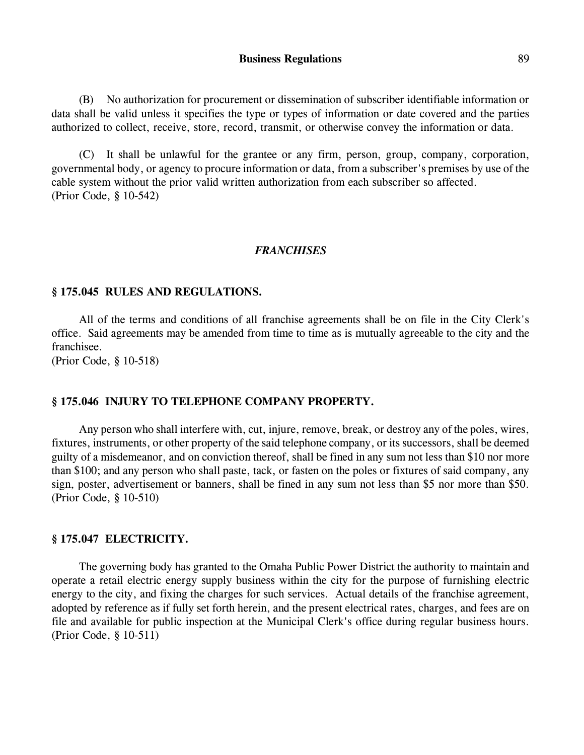(B) No authorization for procurement or dissemination of subscriber identifiable information or data shall be valid unless it specifies the type or types of information or date covered and the parties authorized to collect, receive, store, record, transmit, or otherwise convey the information or data.

(C) It shall be unlawful for the grantee or any firm, person, group, company, corporation, governmental body, or agency to procure information or data, from a subscriber's premises by use of the cable system without the prior valid written authorization from each subscriber so affected.
(Prior Code, § 10-542)

## *FRANCHISES*

### § 175.045 RULES AND REGULATIONS.

All of the terms and conditions of all franchise agreements shall be on file in the City Clerk's office. Said agreements may be amended from time to time as is mutually agreeable to the city and the franchisee.
(Prior Code, § 10-518)

### § 175.046 INJURY TO TELEPHONE COMPANY PROPERTY.

Any person who shall interfere with, cut, injure, remove, break, or destroy any of the poles, wires, fixtures, instruments, or other property of the said telephone company, or its successors, shall be deemed guilty of a misdemeanor, and on conviction thereof, shall be fined in any sum not less than $10 nor more than $100; and any person who shall paste, tack, or fasten on the poles or fixtures of said company, any sign, poster, advertisement or banners, shall be fined in any sum not less than $5 nor more than $50.
(Prior Code, § 10-510)

### § 175.047 ELECTRICITY.

The governing body has granted to the Omaha Public Power District the authority to maintain and operate a retail electric energy supply business within the city for the purpose of furnishing electric energy to the city, and fixing the charges for such services. Actual details of the franchise agreement, adopted by reference as if fully set forth herein, and the present electrical rates, charges, and fees are on file and available for public inspection at the Municipal Clerk's office during regular business hours.
(Prior Code, § 10-511)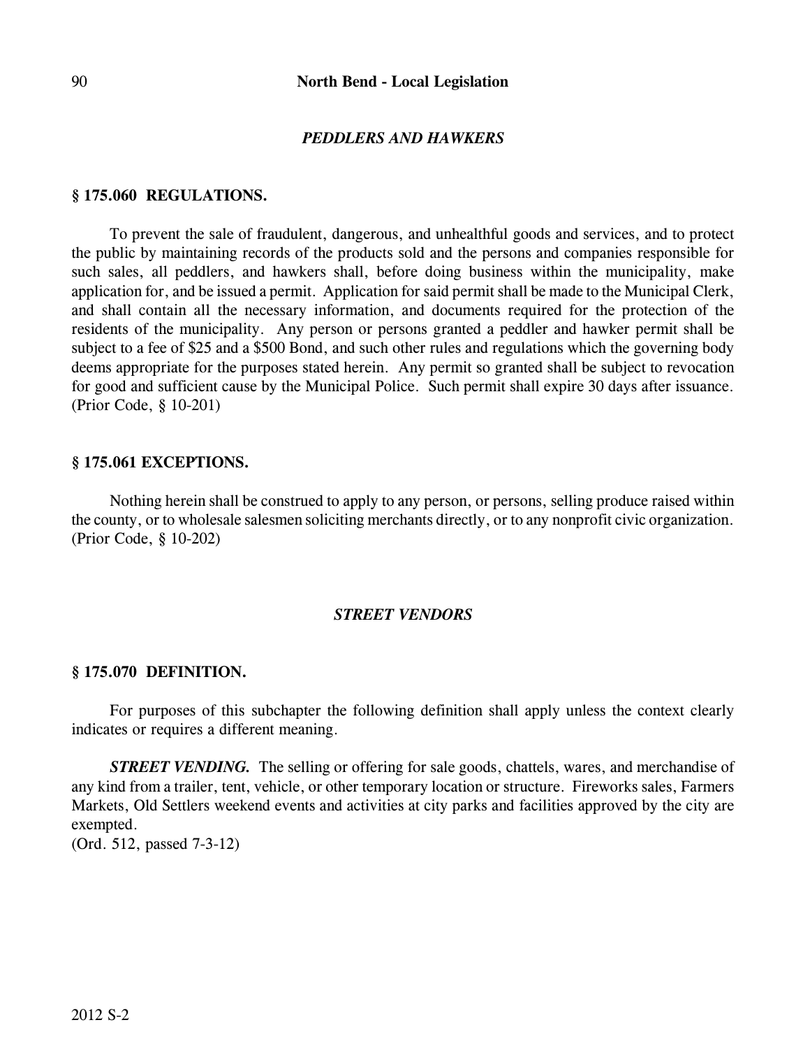## *PEDDLERS AND HAWKERS*

### § 175.060 REGULATIONS.

To prevent the sale of fraudulent, dangerous, and unhealthful goods and services, and to protect the public by maintaining records of the products sold and the persons and companies responsible for such sales, all peddlers, and hawkers shall, before doing business within the municipality, make application for, and be issued a permit. Application for said permit shall be made to the Municipal Clerk, and shall contain all the necessary information, and documents required for the protection of the residents of the municipality. Any person or persons granted a peddler and hawker permit shall be subject to a fee of $25 and a $500 Bond, and such other rules and regulations which the governing body deems appropriate for the purposes stated herein. Any permit so granted shall be subject to revocation for good and sufficient cause by the Municipal Police. Such permit shall expire 30 days after issuance.
(Prior Code, § 10-201)

### § 175.061 EXCEPTIONS.

Nothing herein shall be construed to apply to any person, or persons, selling produce raised within the county, or to wholesale salesmen soliciting merchants directly, or to any nonprofit civic organization.
(Prior Code, § 10-202)

## *STREET VENDORS*

### § 175.070 DEFINITION.

For purposes of this subchapter the following definition shall apply unless the context clearly indicates or requires a different meaning.

***STREET VENDING.*** The selling or offering for sale goods, chattels, wares, and merchandise of any kind from a trailer, tent, vehicle, or other temporary location or structure. Fireworks sales, Farmers Markets, Old Settlers weekend events and activities at city parks and facilities approved by the city are exempted.
(Ord. 512, passed 7-3-12)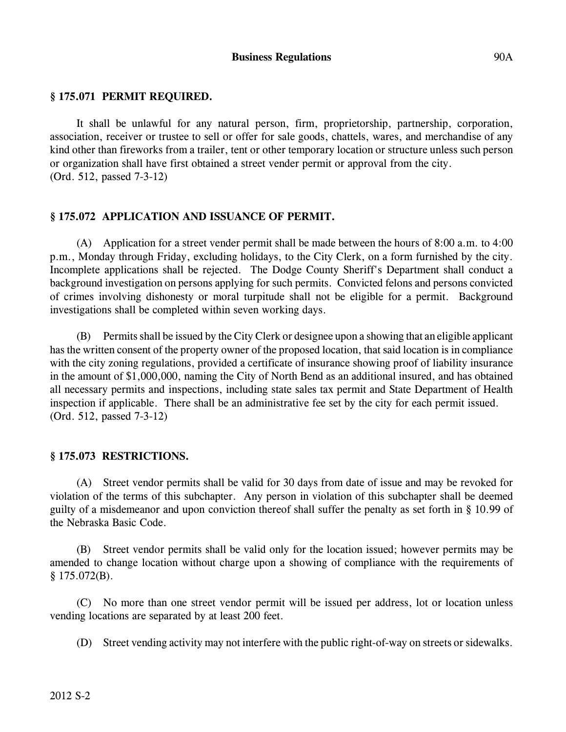## § 175.071 PERMIT REQUIRED.

It shall be unlawful for any natural person, firm, proprietorship, partnership, corporation, association, receiver or trustee to sell or offer for sale goods, chattels, wares, and merchandise of any kind other than fireworks from a trailer, tent or other temporary location or structure unless such person or organization shall have first obtained a street vender permit or approval from the city.
(Ord. 512, passed 7-3-12)

## § 175.072 APPLICATION AND ISSUANCE OF PERMIT.

(A) Application for a street vender permit shall be made between the hours of 8:00 a.m. to 4:00 p.m., Monday through Friday, excluding holidays, to the City Clerk, on a form furnished by the city. Incomplete applications shall be rejected. The Dodge County Sheriff's Department shall conduct a background investigation on persons applying for such permits. Convicted felons and persons convicted of crimes involving dishonesty or moral turpitude shall not be eligible for a permit. Background investigations shall be completed within seven working days.

(B) Permits shall be issued by the City Clerk or designee upon a showing that an eligible applicant has the written consent of the property owner of the proposed location, that said location is in compliance with the city zoning regulations, provided a certificate of insurance showing proof of liability insurance in the amount of $1,000,000, naming the City of North Bend as an additional insured, and has obtained all necessary permits and inspections, including state sales tax permit and State Department of Health inspection if applicable. There shall be an administrative fee set by the city for each permit issued.
(Ord. 512, passed 7-3-12)

## § 175.073 RESTRICTIONS.

(A) Street vendor permits shall be valid for 30 days from date of issue and may be revoked for violation of the terms of this subchapter. Any person in violation of this subchapter shall be deemed guilty of a misdemeanor and upon conviction thereof shall suffer the penalty as set forth in § 10.99 of the Nebraska Basic Code.

(B) Street vendor permits shall be valid only for the location issued; however permits may be amended to change location without charge upon a showing of compliance with the requirements of § 175.072(B).

(C) No more than one street vendor permit will be issued per address, lot or location unless vending locations are separated by at least 200 feet.

(D) Street vending activity may not interfere with the public right-of-way on streets or sidewalks.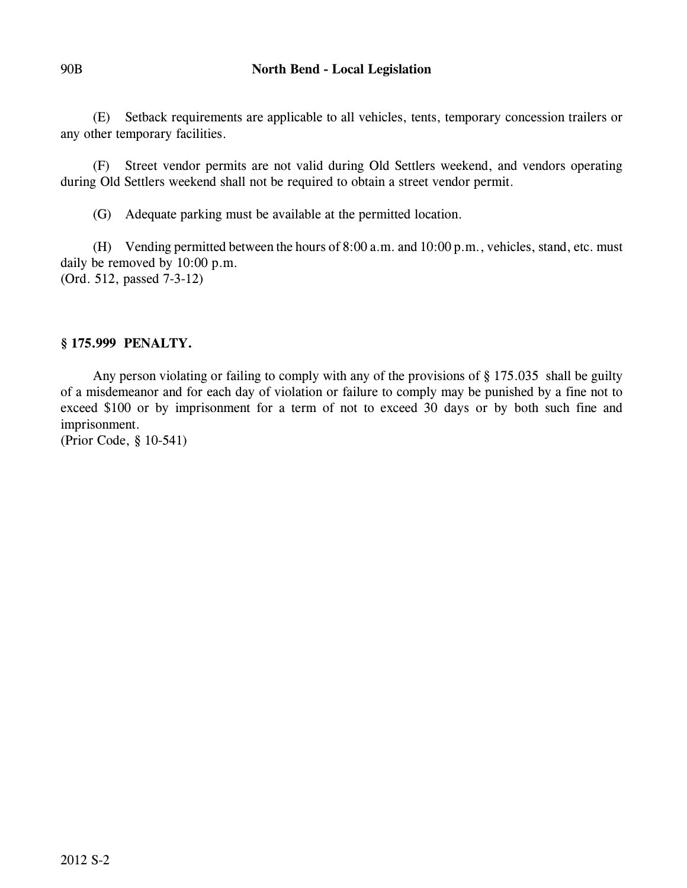(E) Setback requirements are applicable to all vehicles, tents, temporary concession trailers or any other temporary facilities.

(F) Street vendor permits are not valid during Old Settlers weekend, and vendors operating during Old Settlers weekend shall not be required to obtain a street vendor permit.

(G) Adequate parking must be available at the permitted location.

(H) Vending permitted between the hours of 8:00 a.m. and 10:00 p.m., vehicles, stand, etc. must daily be removed by 10:00 p.m.
(Ord. 512, passed 7-3-12)

**§ 175.999 PENALTY.**

Any person violating or failing to comply with any of the provisions of § 175.035 shall be guilty of a misdemeanor and for each day of violation or failure to comply may be punished by a fine not to exceed $100 or by imprisonment for a term of not to exceed 30 days or by both such fine and imprisonment.
(Prior Code, § 10-541)